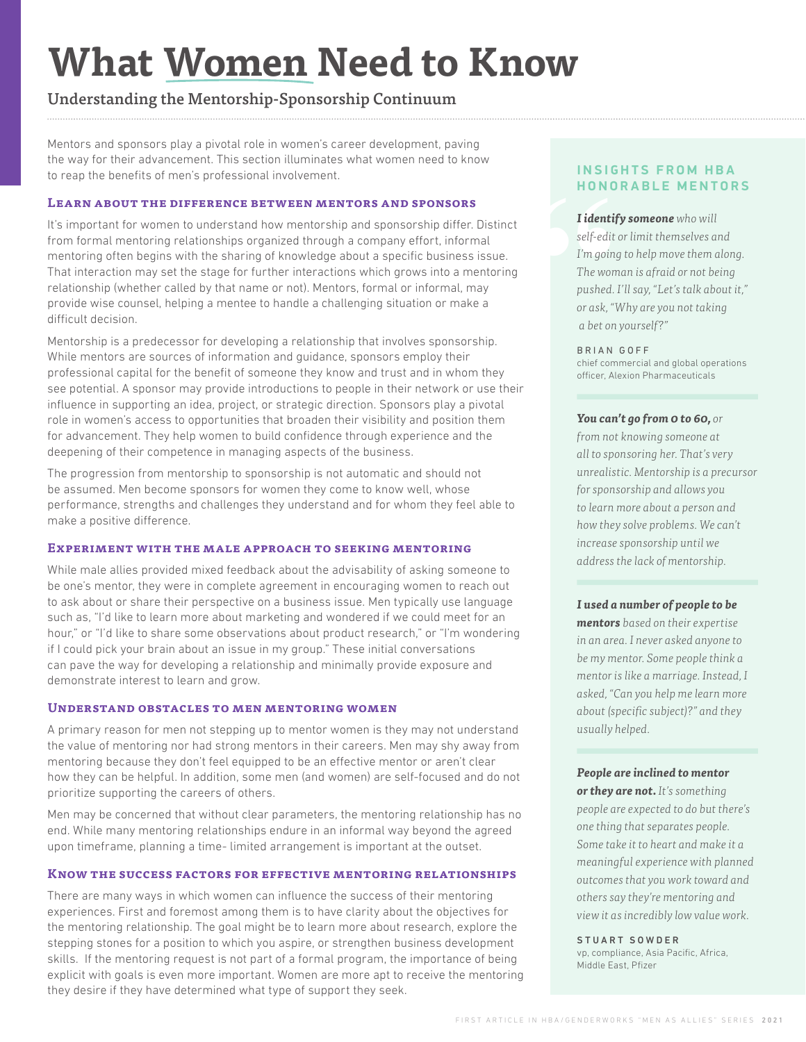# What Women Need to Know

## Understanding the Mentorship-Sponsorship Continuum

Mentors and sponsors play a pivotal role in women's career development, paving the way for their advancement. This section illuminates what women need to know to reap the benefits of men's professional involvement.

### Learn about the difference between mentors and sponsors

It's important for women to understand how mentorship and sponsorship differ. Distinct from formal mentoring relationships organized through a company effort, informal mentoring often begins with the sharing of knowledge about a specific business issue. That interaction may set the stage for further interactions which grows into a mentoring relationship (whether called by that name or not). Mentors, formal or informal, may provide wise counsel, helping a mentee to handle a challenging situation or make a difficult decision.

Mentorship is a predecessor for developing a relationship that involves sponsorship. While mentors are sources of information and guidance, sponsors employ their professional capital for the benefit of someone they know and trust and in whom they see potential. A sponsor may provide introductions to people in their network or use their influence in supporting an idea, project, or strategic direction. Sponsors play a pivotal role in women's access to opportunities that broaden their visibility and position them for advancement. They help women to build confidence through experience and the deepening of their competence in managing aspects of the business.

The progression from mentorship to sponsorship is not automatic and should not be assumed. Men become sponsors for women they come to know well, whose performance, strengths and challenges they understand and for whom they feel able to make a positive difference.

### Experiment with the male approach to seeking mentoring

While male allies provided mixed feedback about the advisability of asking someone to be one's mentor, they were in complete agreement in encouraging women to reach out to ask about or share their perspective on a business issue. Men typically use language such as, "I'd like to learn more about marketing and wondered if we could meet for an hour," or "I'd like to share some observations about product research," or "I'm wondering if I could pick your brain about an issue in my group." These initial conversations can pave the way for developing a relationship and minimally provide exposure and demonstrate interest to learn and grow.

### Understand obstacles to men mentoring women

A primary reason for men not stepping up to mentor women is they may not understand the value of mentoring nor had strong mentors in their careers. Men may shy away from mentoring because they don't feel equipped to be an effective mentor or aren't clear how they can be helpful. In addition, some men (and women) are self-focused and do not prioritize supporting the careers of others.

Men may be concerned that without clear parameters, the mentoring relationship has no end. While many mentoring relationships endure in an informal way beyond the agreed upon timeframe, planning a time- limited arrangement is important at the outset.

### Know the success factors for effective mentoring relationships

There are many ways in which women can influence the success of their mentoring experiences. First and foremost among them is to have clarity about the objectives for the mentoring relationship. The goal might be to learn more about research, explore the stepping stones for a position to which you aspire, or strengthen business development skills. If the mentoring request is not part of a formal program, the importance of being explicit with goals is even more important. Women are more apt to receive the mentoring they desire if they have determined what type of support they seek.

---

### Insights from HBA Honorable Mentors

***I identify someone*** *who will self-edit or limit themselves and I'm going to help move them along. The woman is afraid or not being pushed. I'll say, "Let's talk about it," or ask, "Why are you not taking a bet on yourself?"*

BRIAN GOFF
chief commercial and global operations officer, Alexion Pharmaceuticals

***You can't go from 0 to 60,*** *or from not knowing someone at all to sponsoring her. That's very unrealistic. Mentorship is a precursor for sponsorship and allows you to learn more about a person and how they solve problems. We can't increase sponsorship until we address the lack of mentorship.*

***I used a number of people to be mentors*** *based on their expertise in an area. I never asked anyone to be my mentor. Some people think a mentor is like a marriage. Instead, I asked, "Can you help me learn more about (specific subject)?" and they usually helped.*

***People are inclined to mentor or they are not.*** *It's something people are expected to do but there's one thing that separates people. Some take it to heart and make it a meaningful experience with planned outcomes that you work toward and others say they're mentoring and view it as incredibly low value work.*

STUART SOWDER
vp, compliance, Asia Pacific, Africa, Middle East, Pfizer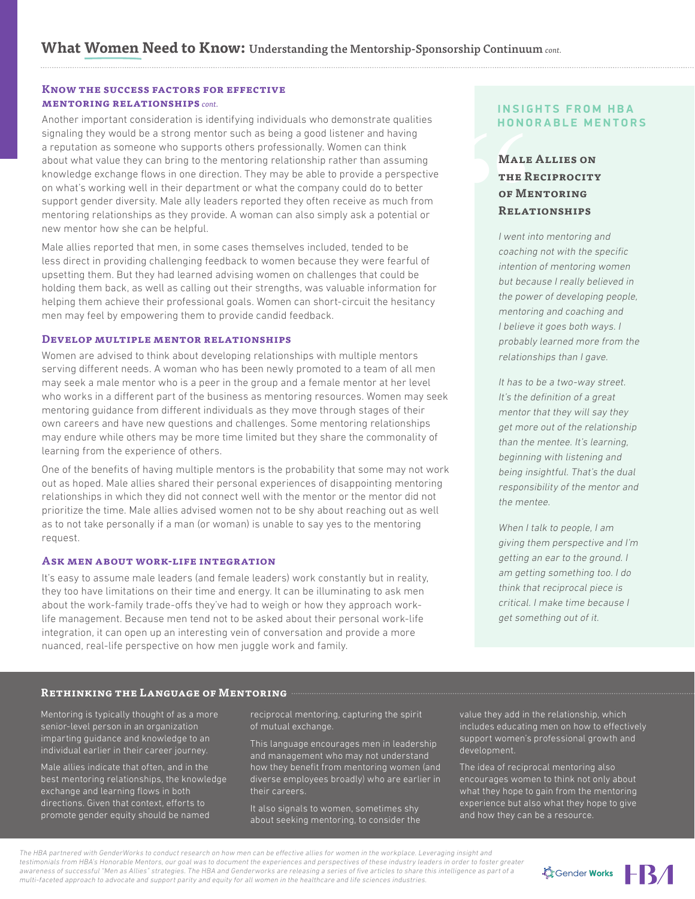# What Women Need to Know: Understanding the Mentorship-Sponsorship Continuum *cont.*

### Know the success factors for effective mentoring relationships *cont.*

Another important consideration is identifying individuals who demonstrate qualities signaling they would be a strong mentor such as being a good listener and having a reputation as someone who supports others professionally. Women can think about what value they can bring to the mentoring relationship rather than assuming knowledge exchange flows in one direction. They may be able to provide a perspective on what's working well in their department or what the company could do to better support gender diversity. Male ally leaders reported they often receive as much from mentoring relationships as they provide. A woman can also simply ask a potential or new mentor how she can be helpful.

Male allies reported that men, in some cases themselves included, tended to be less direct in providing challenging feedback to women because they were fearful of upsetting them. But they had learned advising women on challenges that could be holding them back, as well as calling out their strengths, was valuable information for helping them achieve their professional goals. Women can short-circuit the hesitancy men may feel by empowering them to provide candid feedback.

### Develop multiple mentor relationships

Women are advised to think about developing relationships with multiple mentors serving different needs. A woman who has been newly promoted to a team of all men may seek a male mentor who is a peer in the group and a female mentor at her level who works in a different part of the business as mentoring resources. Women may seek mentoring guidance from different individuals as they move through stages of their own careers and have new questions and challenges. Some mentoring relationships may endure while others may be more time limited but they share the commonality of learning from the experience of others.

One of the benefits of having multiple mentors is the probability that some may not work out as hoped. Male allies shared their personal experiences of disappointing mentoring relationships in which they did not connect well with the mentor or the mentor did not prioritize the time. Male allies advised women not to be shy about reaching out as well as to not take personally if a man (or woman) is unable to say yes to the mentoring request.

### Ask men about work-life integration

It's easy to assume male leaders (and female leaders) work constantly but in reality, they too have limitations on their time and energy. It can be illuminating to ask men about the work-family trade-offs they've had to weigh or how they approach work-life management. Because men tend not to be asked about their personal work-life integration, it can open up an interesting vein of conversation and provide a more nuanced, real-life perspective on how men juggle work and family.

## Insights from HBA Honorable Mentors

### Male Allies on the Reciprocity of Mentoring Relationships

*I went into mentoring and coaching not with the specific intention of mentoring women but because I really believed in the power of developing people, mentoring and coaching and I believe it goes both ways. I probably learned more from the relationships than I gave.*

*It has to be a two-way street. It's the definition of a great mentor that they will say they get more out of the relationship than the mentee. It's learning, beginning with listening and being insightful. That's the dual responsibility of the mentor and the mentee.*

*When I talk to people, I am giving them perspective and I'm getting an ear to the ground. I am getting something too. I do think that reciprocal piece is critical. I make time because I get something out of it.*

### Rethinking the Language of Mentoring

Mentoring is typically thought of as a more senior-level person in an organization imparting guidance and knowledge to an individual earlier in their career journey.

Male allies indicate that often, and in the best mentoring relationships, the knowledge exchange and learning flows in both directions. Given that context, efforts to promote gender equity should be named reciprocal mentoring, capturing the spirit of mutual exchange.

This language encourages men in leadership and management who may not understand how they benefit from mentoring women (and diverse employees broadly) who are earlier in their careers.

It also signals to women, sometimes shy about seeking mentoring, to consider the value they add in the relationship, which includes educating men on how to effectively support women's professional growth and development.

The idea of reciprocal mentoring also encourages women to think not only about what they hope to gain from the mentoring experience but also what they hope to give and how they can be a resource.

*The HBA partnered with GenderWorks to conduct research on how men can be effective allies for women in the workplace. Leveraging insight and testimonials from HBA's Honorable Mentors, our goal was to document the experiences and perspectives of these industry leaders in order to foster greater awareness of successful "Men as Allies" strategies. The HBA and Genderworks are releasing a series of five articles to share this intelligence as part of a multi-faceted approach to advocate and support parity and equity for all women in the healthcare and life sciences industries.*

Gender Works HBA